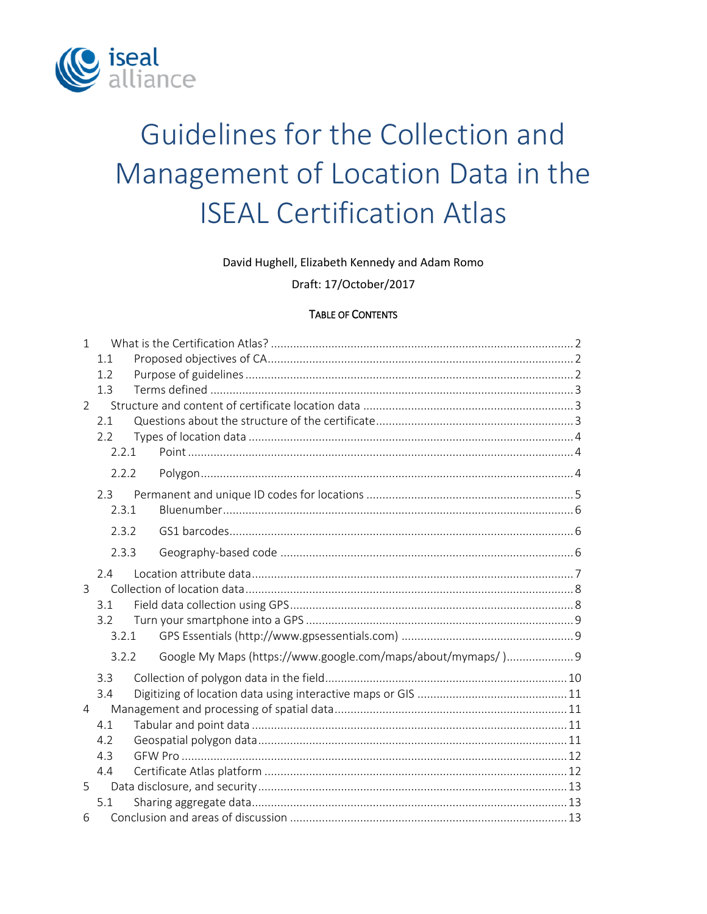iseal alliance

# Guidelines for the Collection and Management of Location Data in the ISEAL Certification Atlas

David Hughell, Elizabeth Kennedy and Adam Romo

Draft: 17/October/2017

TABLE OF CONTENTS

- 1 What is the Certification Atlas? ..... 2
  - 1.1 Proposed objectives of CA ..... 2
  - 1.2 Purpose of guidelines ..... 2
  - 1.3 Terms defined ..... 3
- 2 Structure and content of certificate location data ..... 3
  - 2.1 Questions about the structure of the certificate ..... 3
  - 2.2 Types of location data ..... 4
    - 2.2.1 Point ..... 4
    - 2.2.2 Polygon ..... 4
  - 2.3 Permanent and unique ID codes for locations ..... 5
    - 2.3.1 Bluenumber ..... 6
    - 2.3.2 GS1 barcodes ..... 6
    - 2.3.3 Geography-based code ..... 6
  - 2.4 Location attribute data ..... 7
- 3 Collection of location data ..... 8
  - 3.1 Field data collection using GPS ..... 8
  - 3.2 Turn your smartphone into a GPS ..... 9
    - 3.2.1 GPS Essentials (http://www.gpsessentials.com) ..... 9
    - 3.2.2 Google My Maps (https://www.google.com/maps/about/mymaps/ ) ..... 9
  - 3.3 Collection of polygon data in the field ..... 10
  - 3.4 Digitizing of location data using interactive maps or GIS ..... 11
- 4 Management and processing of spatial data ..... 11
  - 4.1 Tabular and point data ..... 11
  - 4.2 Geospatial polygon data ..... 11
  - 4.3 GFW Pro ..... 12
  - 4.4 Certificate Atlas platform ..... 12
- 5 Data disclosure, and security ..... 13
  - 5.1 Sharing aggregate data ..... 13
- 6 Conclusion and areas of discussion ..... 13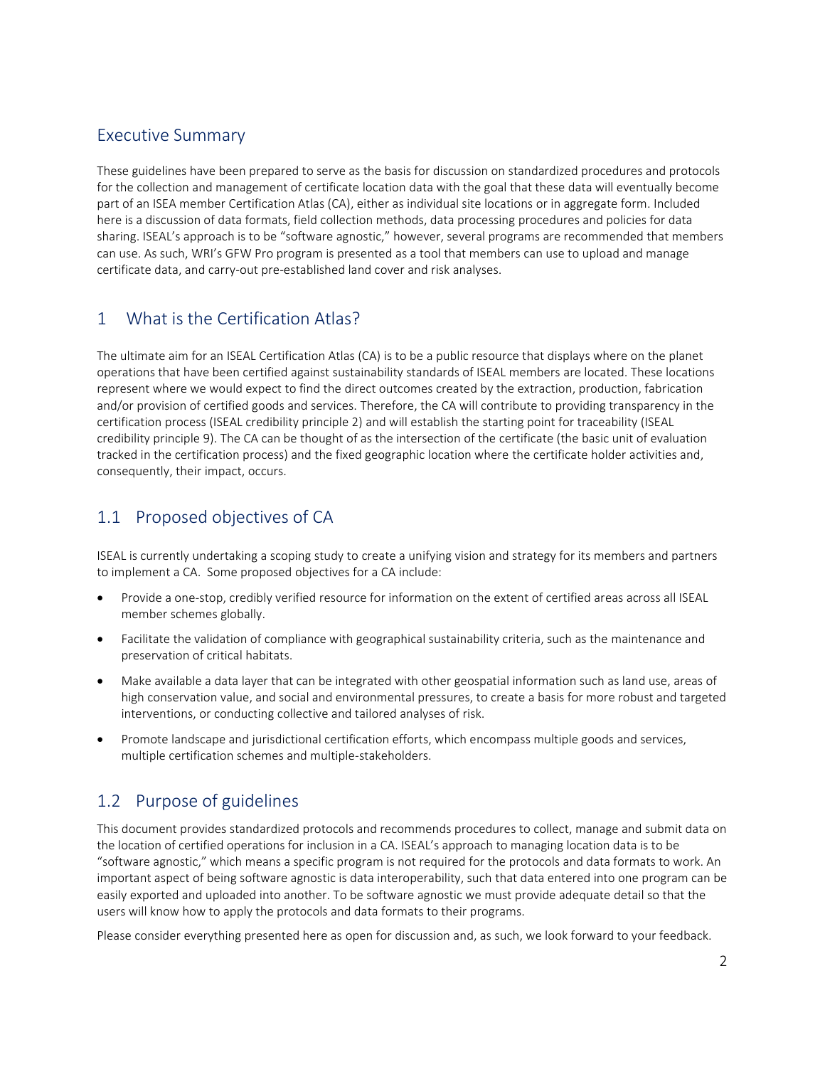## Executive Summary

These guidelines have been prepared to serve as the basis for discussion on standardized procedures and protocols for the collection and management of certificate location data with the goal that these data will eventually become part of an ISEA member Certification Atlas (CA), either as individual site locations or in aggregate form. Included here is a discussion of data formats, field collection methods, data processing procedures and policies for data sharing. ISEAL's approach is to be "software agnostic," however, several programs are recommended that members can use. As such, WRI's GFW Pro program is presented as a tool that members can use to upload and manage certificate data, and carry-out pre-established land cover and risk analyses.

## 1 What is the Certification Atlas?

The ultimate aim for an ISEAL Certification Atlas (CA) is to be a public resource that displays where on the planet operations that have been certified against sustainability standards of ISEAL members are located. These locations represent where we would expect to find the direct outcomes created by the extraction, production, fabrication and/or provision of certified goods and services. Therefore, the CA will contribute to providing transparency in the certification process (ISEAL credibility principle 2) and will establish the starting point for traceability (ISEAL credibility principle 9). The CA can be thought of as the intersection of the certificate (the basic unit of evaluation tracked in the certification process) and the fixed geographic location where the certificate holder activities and, consequently, their impact, occurs.

### 1.1 Proposed objectives of CA

ISEAL is currently undertaking a scoping study to create a unifying vision and strategy for its members and partners to implement a CA. Some proposed objectives for a CA include:

- Provide a one-stop, credibly verified resource for information on the extent of certified areas across all ISEAL member schemes globally.
- Facilitate the validation of compliance with geographical sustainability criteria, such as the maintenance and preservation of critical habitats.
- Make available a data layer that can be integrated with other geospatial information such as land use, areas of high conservation value, and social and environmental pressures, to create a basis for more robust and targeted interventions, or conducting collective and tailored analyses of risk.
- Promote landscape and jurisdictional certification efforts, which encompass multiple goods and services, multiple certification schemes and multiple-stakeholders.

### 1.2 Purpose of guidelines

This document provides standardized protocols and recommends procedures to collect, manage and submit data on the location of certified operations for inclusion in a CA. ISEAL's approach to managing location data is to be "software agnostic," which means a specific program is not required for the protocols and data formats to work. An important aspect of being software agnostic is data interoperability, such that data entered into one program can be easily exported and uploaded into another. To be software agnostic we must provide adequate detail so that the users will know how to apply the protocols and data formats to their programs.

Please consider everything presented here as open for discussion and, as such, we look forward to your feedback.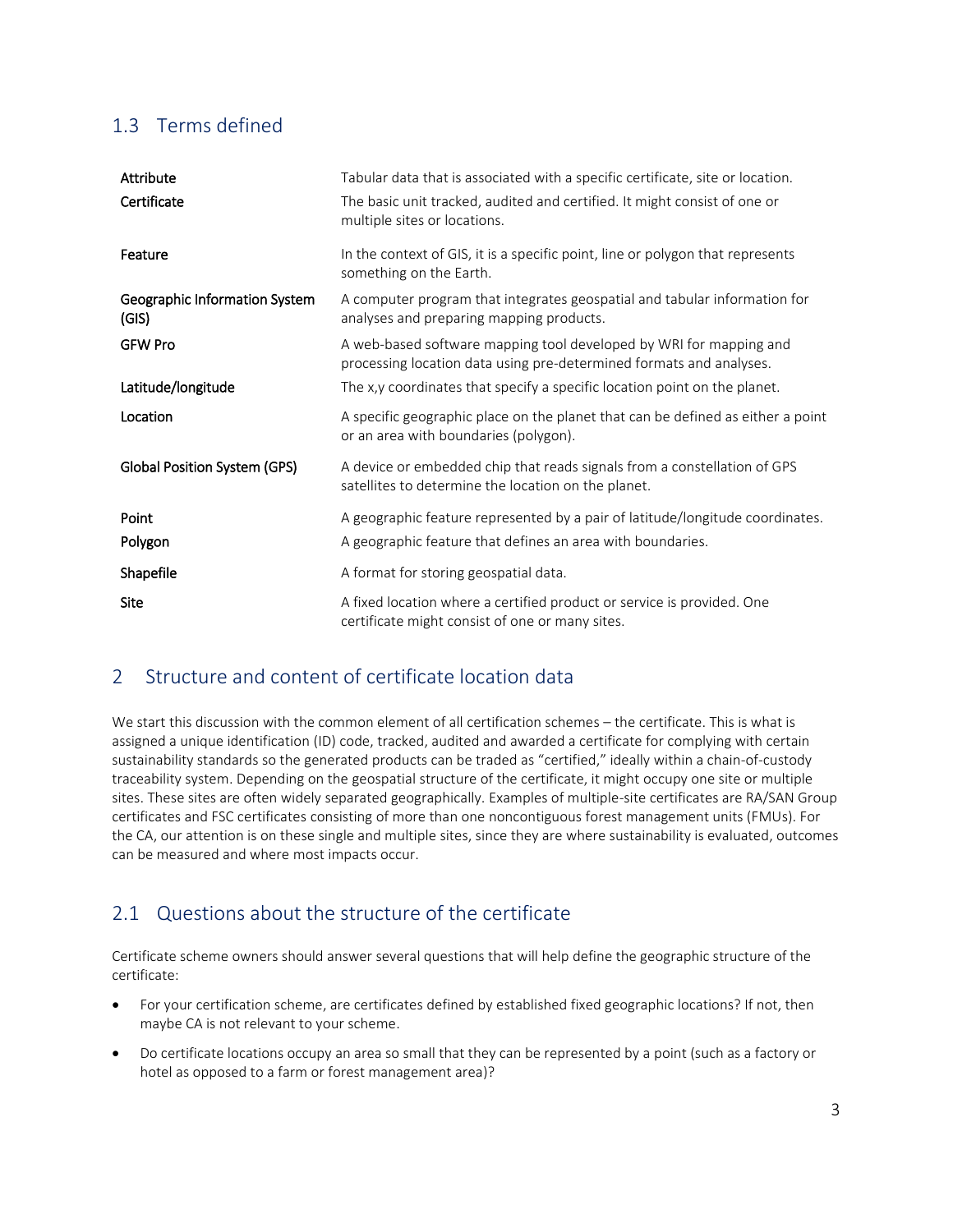## 1.3 Terms defined

| | |
|---|---|
| **Attribute** | Tabular data that is associated with a specific certificate, site or location. |
| **Certificate** | The basic unit tracked, audited and certified. It might consist of one or multiple sites or locations. |
| **Feature** | In the context of GIS, it is a specific point, line or polygon that represents something on the Earth. |
| **Geographic Information System (GIS)** | A computer program that integrates geospatial and tabular information for analyses and preparing mapping products. |
| **GFW Pro** | A web-based software mapping tool developed by WRI for mapping and processing location data using pre-determined formats and analyses. |
| **Latitude/longitude** | The x,y coordinates that specify a specific location point on the planet. |
| **Location** | A specific geographic place on the planet that can be defined as either a point or an area with boundaries (polygon). |
| **Global Position System (GPS)** | A device or embedded chip that reads signals from a constellation of GPS satellites to determine the location on the planet. |
| **Point** | A geographic feature represented by a pair of latitude/longitude coordinates. |
| **Polygon** | A geographic feature that defines an area with boundaries. |
| **Shapefile** | A format for storing geospatial data. |
| **Site** | A fixed location where a certified product or service is provided. One certificate might consist of one or many sites. |

# 2 Structure and content of certificate location data

We start this discussion with the common element of all certification schemes – the certificate. This is what is assigned a unique identification (ID) code, tracked, audited and awarded a certificate for complying with certain sustainability standards so the generated products can be traded as "certified," ideally within a chain-of-custody traceability system. Depending on the geospatial structure of the certificate, it might occupy one site or multiple sites. These sites are often widely separated geographically. Examples of multiple-site certificates are RA/SAN Group certificates and FSC certificates consisting of more than one noncontiguous forest management units (FMUs). For the CA, our attention is on these single and multiple sites, since they are where sustainability is evaluated, outcomes can be measured and where most impacts occur.

## 2.1 Questions about the structure of the certificate

Certificate scheme owners should answer several questions that will help define the geographic structure of the certificate:

- For your certification scheme, are certificates defined by established fixed geographic locations? If not, then maybe CA is not relevant to your scheme.
- Do certificate locations occupy an area so small that they can be represented by a point (such as a factory or hotel as opposed to a farm or forest management area)?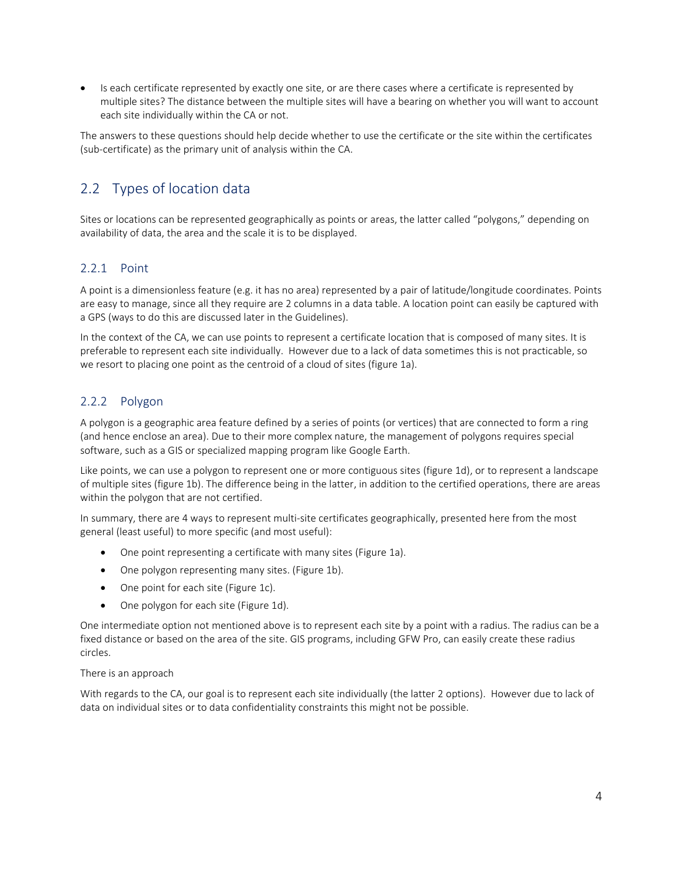- Is each certificate represented by exactly one site, or are there cases where a certificate is represented by multiple sites? The distance between the multiple sites will have a bearing on whether you will want to account each site individually within the CA or not.

The answers to these questions should help decide whether to use the certificate or the site within the certificates (sub-certificate) as the primary unit of analysis within the CA.

## 2.2 Types of location data

Sites or locations can be represented geographically as points or areas, the latter called "polygons," depending on availability of data, the area and the scale it is to be displayed.

### 2.2.1 Point

A point is a dimensionless feature (e.g. it has no area) represented by a pair of latitude/longitude coordinates. Points are easy to manage, since all they require are 2 columns in a data table. A location point can easily be captured with a GPS (ways to do this are discussed later in the Guidelines).

In the context of the CA, we can use points to represent a certificate location that is composed of many sites. It is preferable to represent each site individually. However due to a lack of data sometimes this is not practicable, so we resort to placing one point as the centroid of a cloud of sites (figure 1a).

### 2.2.2 Polygon

A polygon is a geographic area feature defined by a series of points (or vertices) that are connected to form a ring (and hence enclose an area). Due to their more complex nature, the management of polygons requires special software, such as a GIS or specialized mapping program like Google Earth.

Like points, we can use a polygon to represent one or more contiguous sites (figure 1d), or to represent a landscape of multiple sites (figure 1b). The difference being in the latter, in addition to the certified operations, there are areas within the polygon that are not certified.

In summary, there are 4 ways to represent multi-site certificates geographically, presented here from the most general (least useful) to more specific (and most useful):

- One point representing a certificate with many sites (Figure 1a).
- One polygon representing many sites. (Figure 1b).
- One point for each site (Figure 1c).
- One polygon for each site (Figure 1d).

One intermediate option not mentioned above is to represent each site by a point with a radius. The radius can be a fixed distance or based on the area of the site. GIS programs, including GFW Pro, can easily create these radius circles.

There is an approach

With regards to the CA, our goal is to represent each site individually (the latter 2 options). However due to lack of data on individual sites or to data confidentiality constraints this might not be possible.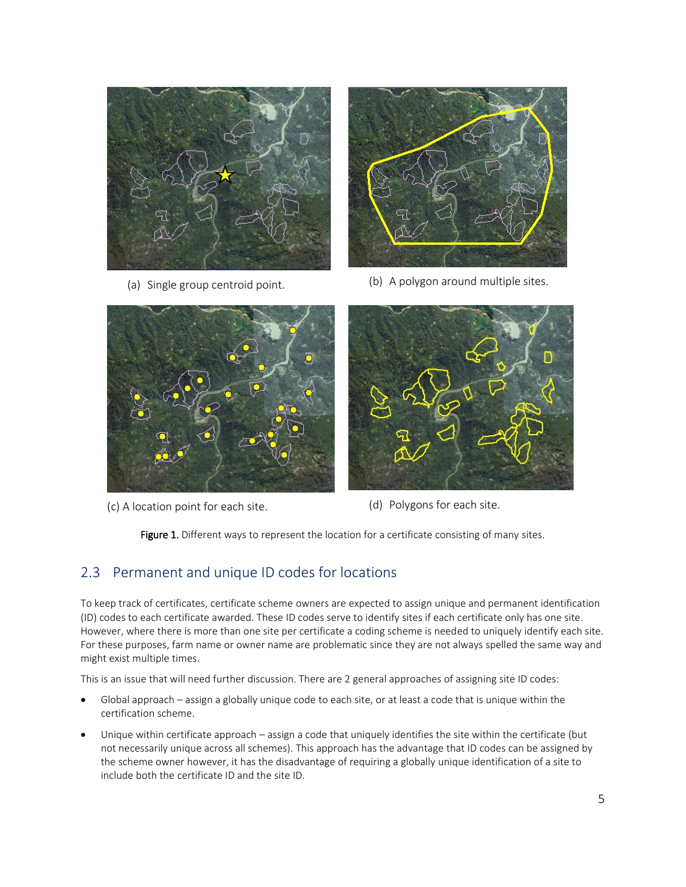(a) Single group centroid point.

(b) A polygon around multiple sites.

(c) A location point for each site.

(d) Polygons for each site.

**Figure 1.** Different ways to represent the location for a certificate consisting of many sites.

## 2.3 Permanent and unique ID codes for locations

To keep track of certificates, certificate scheme owners are expected to assign unique and permanent identification (ID) codes to each certificate awarded. These ID codes serve to identify sites if each certificate only has one site. However, where there is more than one site per certificate a coding scheme is needed to uniquely identify each site. For these purposes, farm name or owner name are problematic since they are not always spelled the same way and might exist multiple times.

This is an issue that will need further discussion. There are 2 general approaches of assigning site ID codes:

- Global approach – assign a globally unique code to each site, or at least a code that is unique within the certification scheme.
- Unique within certificate approach – assign a code that uniquely identifies the site within the certificate (but not necessarily unique across all schemes). This approach has the advantage that ID codes can be assigned by the scheme owner however, it has the disadvantage of requiring a globally unique identification of a site to include both the certificate ID and the site ID.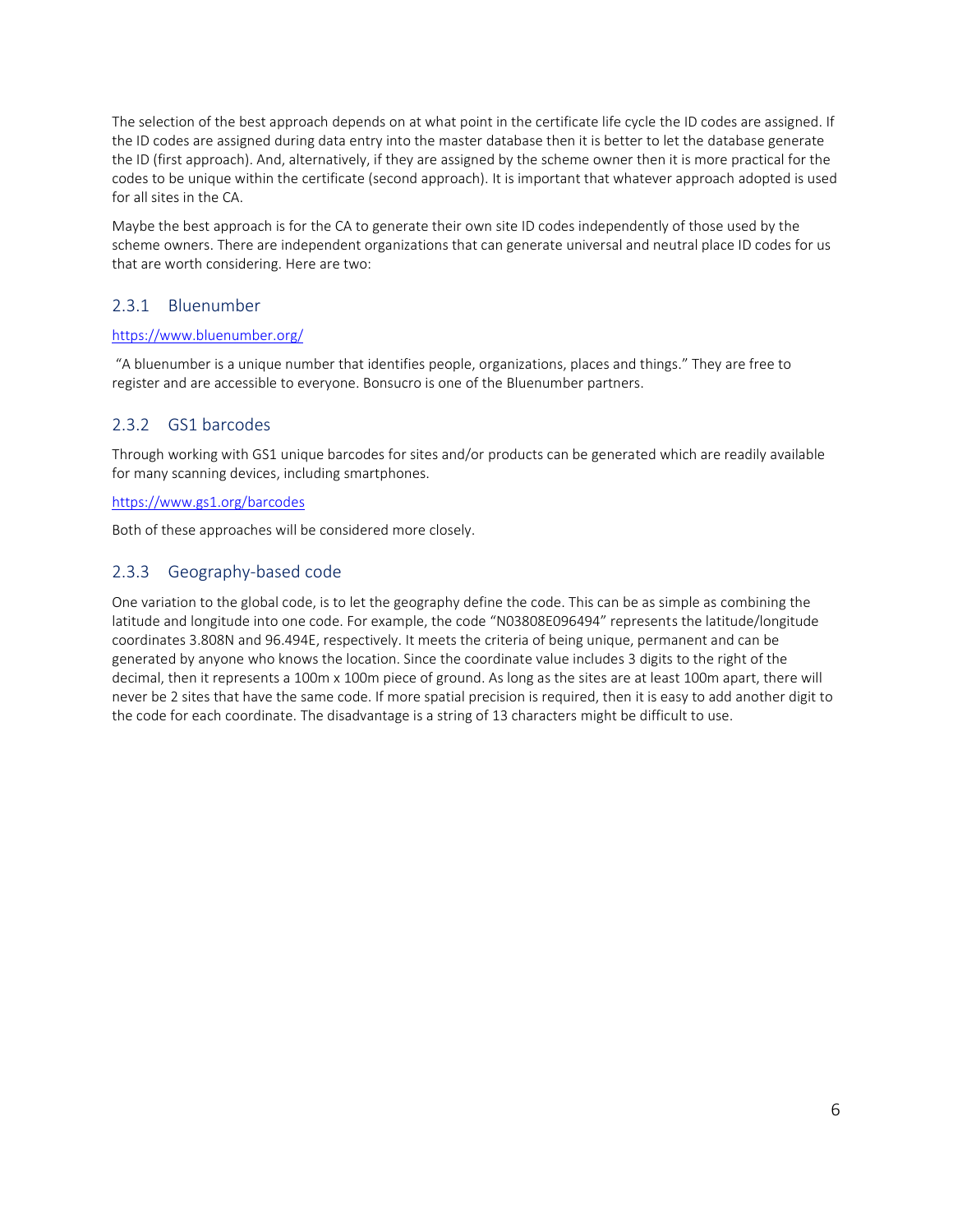The selection of the best approach depends on at what point in the certificate life cycle the ID codes are assigned. If the ID codes are assigned during data entry into the master database then it is better to let the database generate the ID (first approach). And, alternatively, if they are assigned by the scheme owner then it is more practical for the codes to be unique within the certificate (second approach). It is important that whatever approach adopted is used for all sites in the CA.

Maybe the best approach is for the CA to generate their own site ID codes independently of those used by the scheme owners. There are independent organizations that can generate universal and neutral place ID codes for us that are worth considering. Here are two:

### 2.3.1 Bluenumber

https://www.bluenumber.org/

"A bluenumber is a unique number that identifies people, organizations, places and things." They are free to register and are accessible to everyone. Bonsucro is one of the Bluenumber partners.

### 2.3.2 GS1 barcodes

Through working with GS1 unique barcodes for sites and/or products can be generated which are readily available for many scanning devices, including smartphones.

https://www.gs1.org/barcodes

Both of these approaches will be considered more closely.

### 2.3.3 Geography-based code

One variation to the global code, is to let the geography define the code. This can be as simple as combining the latitude and longitude into one code. For example, the code "N03808E096494" represents the latitude/longitude coordinates 3.808N and 96.494E, respectively. It meets the criteria of being unique, permanent and can be generated by anyone who knows the location. Since the coordinate value includes 3 digits to the right of the decimal, then it represents a 100m x 100m piece of ground. As long as the sites are at least 100m apart, there will never be 2 sites that have the same code. If more spatial precision is required, then it is easy to add another digit to the code for each coordinate. The disadvantage is a string of 13 characters might be difficult to use.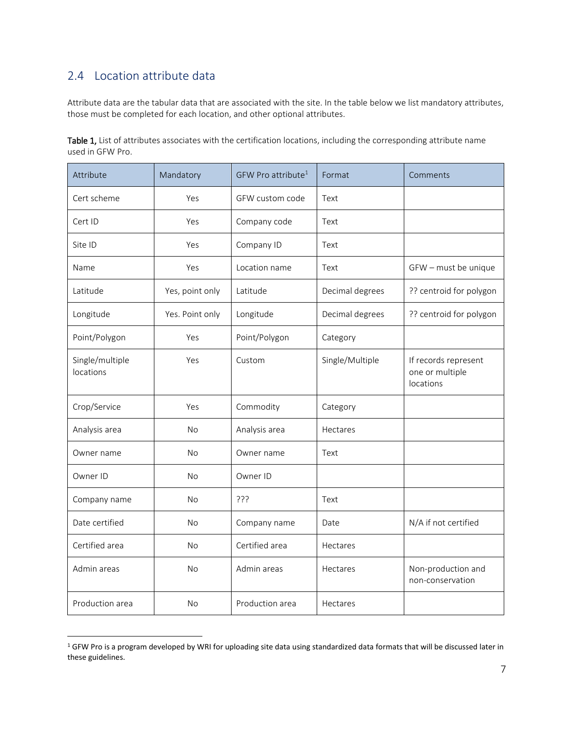## 2.4 Location attribute data

Attribute data are the tabular data that are associated with the site. In the table below we list mandatory attributes, those must be completed for each location, and other optional attributes.

**Table 1,** List of attributes associates with the certification locations, including the corresponding attribute name used in GFW Pro.

| Attribute | Mandatory | GFW Pro attribute[1] | Format | Comments |
|---|---|---|---|---|
| Cert scheme | Yes | GFW custom code | Text | |
| Cert ID | Yes | Company code | Text | |
| Site ID | Yes | Company ID | Text | |
| Name | Yes | Location name | Text | GFW – must be unique |
| Latitude | Yes, point only | Latitude | Decimal degrees | ?? centroid for polygon |
| Longitude | Yes. Point only | Longitude | Decimal degrees | ?? centroid for polygon |
| Point/Polygon | Yes | Point/Polygon | Category | |
| Single/multiple locations | Yes | Custom | Single/Multiple | If records represent one or multiple locations |
| Crop/Service | Yes | Commodity | Category | |
| Analysis area | No | Analysis area | Hectares | |
| Owner name | No | Owner name | Text | |
| Owner ID | No | Owner ID | | |
| Company name | No | ??? | Text | |
| Date certified | No | Company name | Date | N/A if not certified |
| Certified area | No | Certified area | Hectares | |
| Admin areas | No | Admin areas | Hectares | Non-production and non-conservation |
| Production area | No | Production area | Hectares | |

[1] GFW Pro is a program developed by WRI for uploading site data using standardized data formats that will be discussed later in these guidelines.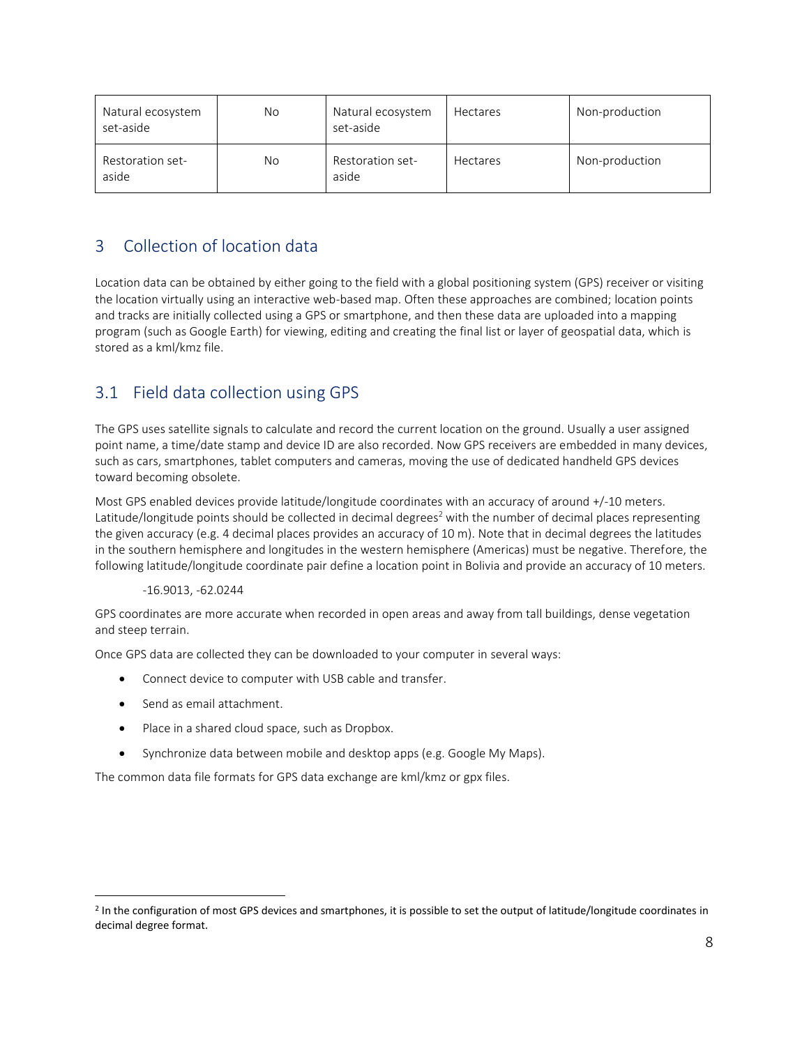| Natural ecosystem set-aside | No | Natural ecosystem set-aside | Hectares | Non-production |
|---|---|---|---|---|
| Restoration set-aside | No | Restoration set-aside | Hectares | Non-production |

# 3 Collection of location data

Location data can be obtained by either going to the field with a global positioning system (GPS) receiver or visiting the location virtually using an interactive web-based map. Often these approaches are combined; location points and tracks are initially collected using a GPS or smartphone, and then these data are uploaded into a mapping program (such as Google Earth) for viewing, editing and creating the final list or layer of geospatial data, which is stored as a kml/kmz file.

## 3.1 Field data collection using GPS

The GPS uses satellite signals to calculate and record the current location on the ground. Usually a user assigned point name, a time/date stamp and device ID are also recorded. Now GPS receivers are embedded in many devices, such as cars, smartphones, tablet computers and cameras, moving the use of dedicated handheld GPS devices toward becoming obsolete.

Most GPS enabled devices provide latitude/longitude coordinates with an accuracy of around +/-10 meters. Latitude/longitude points should be collected in decimal degrees[2] with the number of decimal places representing the given accuracy (e.g. 4 decimal places provides an accuracy of 10 m). Note that in decimal degrees the latitudes in the southern hemisphere and longitudes in the western hemisphere (Americas) must be negative. Therefore, the following latitude/longitude coordinate pair define a location point in Bolivia and provide an accuracy of 10 meters.

-16.9013, -62.0244

GPS coordinates are more accurate when recorded in open areas and away from tall buildings, dense vegetation and steep terrain.

Once GPS data are collected they can be downloaded to your computer in several ways:

- Connect device to computer with USB cable and transfer.
- Send as email attachment.
- Place in a shared cloud space, such as Dropbox.
- Synchronize data between mobile and desktop apps (e.g. Google My Maps).

The common data file formats for GPS data exchange are kml/kmz or gpx files.

[2] In the configuration of most GPS devices and smartphones, it is possible to set the output of latitude/longitude coordinates in decimal degree format.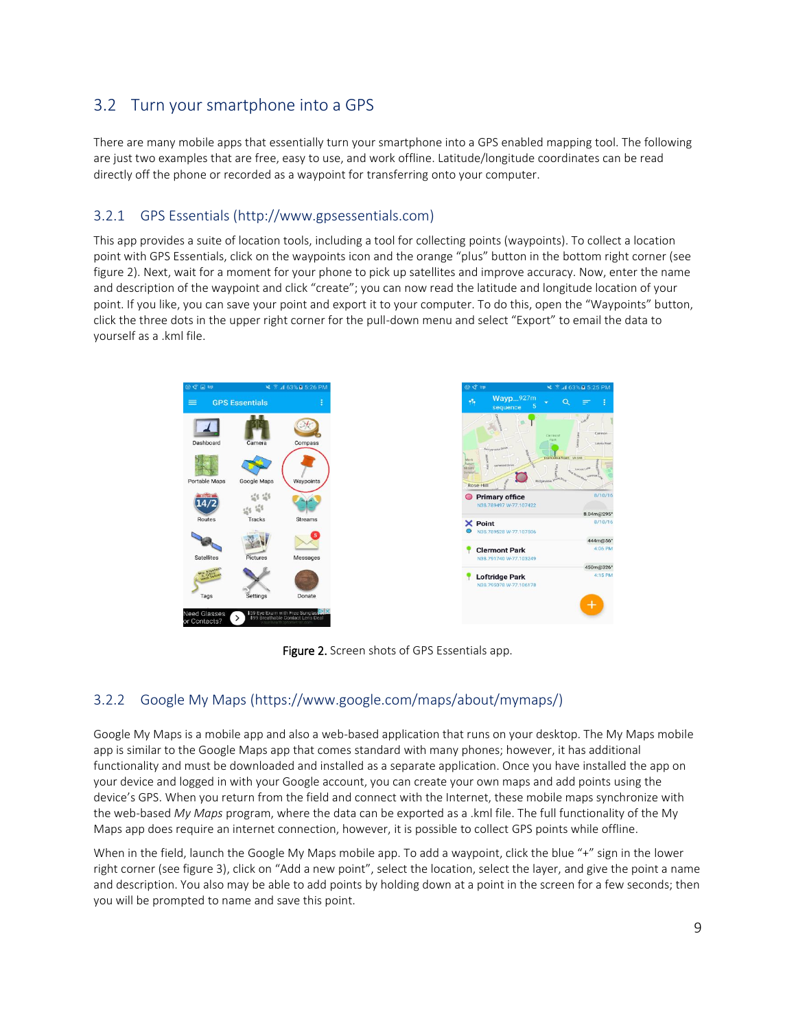## 3.2 Turn your smartphone into a GPS

There are many mobile apps that essentially turn your smartphone into a GPS enabled mapping tool. The following are just two examples that are free, easy to use, and work offline. Latitude/longitude coordinates can be read directly off the phone or recorded as a waypoint for transferring onto your computer.

### 3.2.1 GPS Essentials (http://www.gpsessentials.com)

This app provides a suite of location tools, including a tool for collecting points (waypoints). To collect a location point with GPS Essentials, click on the waypoints icon and the orange "plus" button in the bottom right corner (see figure 2). Next, wait for a moment for your phone to pick up satellites and improve accuracy. Now, enter the name and description of the waypoint and click "create"; you can now read the latitude and longitude location of your point. If you like, you can save your point and export it to your computer. To do this, open the "Waypoints" button, click the three dots in the upper right corner for the pull-down menu and select "Export" to email the data to yourself as a .kml file.

**Figure 2.** Screen shots of GPS Essentials app.

### 3.2.2 Google My Maps (https://www.google.com/maps/about/mymaps/)

Google My Maps is a mobile app and also a web-based application that runs on your desktop. The My Maps mobile app is similar to the Google Maps app that comes standard with many phones; however, it has additional functionality and must be downloaded and installed as a separate application. Once you have installed the app on your device and logged in with your Google account, you can create your own maps and add points using the device's GPS. When you return from the field and connect with the Internet, these mobile maps synchronize with the web-based *My Maps* program, where the data can be exported as a .kml file. The full functionality of the My Maps app does require an internet connection, however, it is possible to collect GPS points while offline.

When in the field, launch the Google My Maps mobile app. To add a waypoint, click the blue "+" sign in the lower right corner (see figure 3), click on "Add a new point", select the location, select the layer, and give the point a name and description. You also may be able to add points by holding down at a point in the screen for a few seconds; then you will be prompted to name and save this point.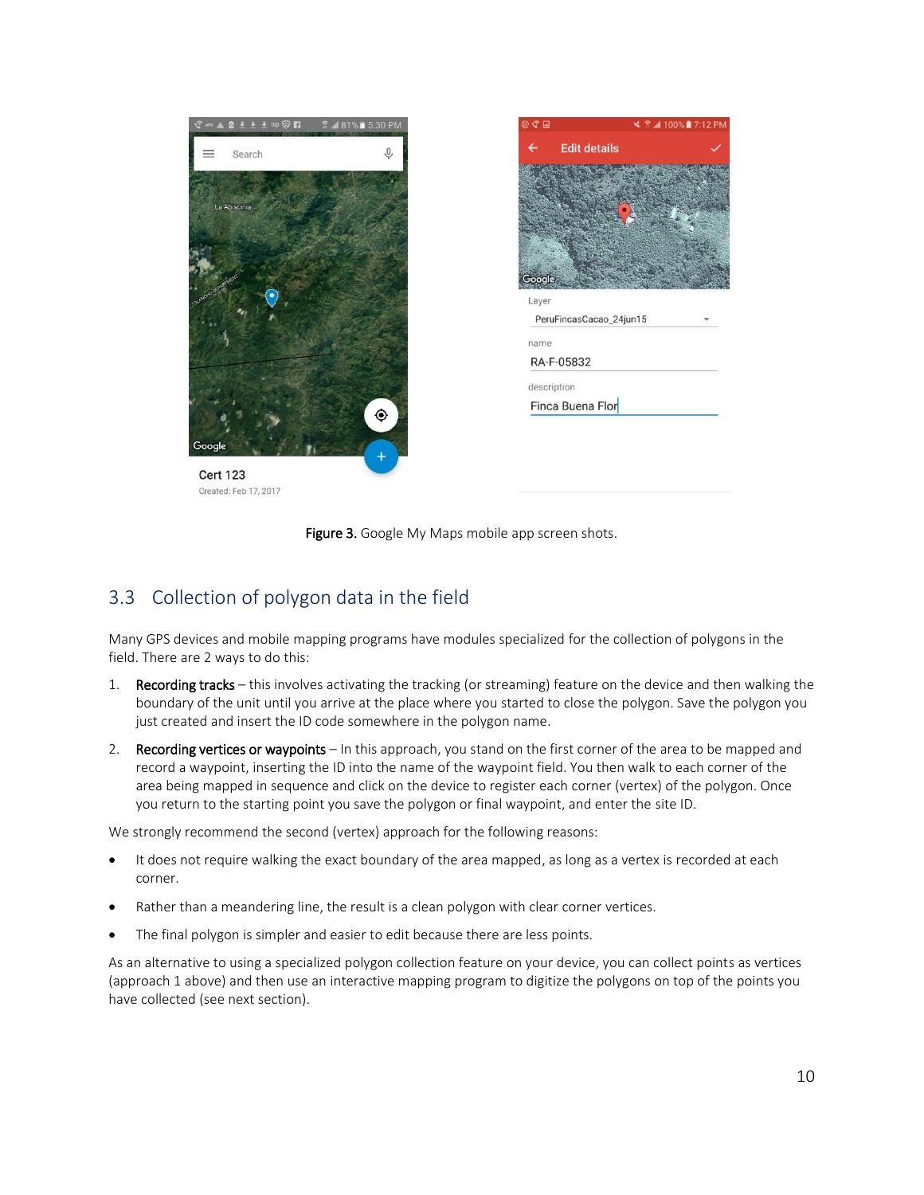Figure 3. Google My Maps mobile app screen shots.

## 3.3 Collection of polygon data in the field

Many GPS devices and mobile mapping programs have modules specialized for the collection of polygons in the field. There are 2 ways to do this:

1. **Recording tracks** – this involves activating the tracking (or streaming) feature on the device and then walking the boundary of the unit until you arrive at the place where you started to close the polygon. Save the polygon you just created and insert the ID code somewhere in the polygon name.
2. **Recording vertices or waypoints** – In this approach, you stand on the first corner of the area to be mapped and record a waypoint, inserting the ID into the name of the waypoint field. You then walk to each corner of the area being mapped in sequence and click on the device to register each corner (vertex) of the polygon. Once you return to the starting point you save the polygon or final waypoint, and enter the site ID.

We strongly recommend the second (vertex) approach for the following reasons:

- It does not require walking the exact boundary of the area mapped, as long as a vertex is recorded at each corner.
- Rather than a meandering line, the result is a clean polygon with clear corner vertices.
- The final polygon is simpler and easier to edit because there are less points.

As an alternative to using a specialized polygon collection feature on your device, you can collect points as vertices (approach 1 above) and then use an interactive mapping program to digitize the polygons on top of the points you have collected (see next section).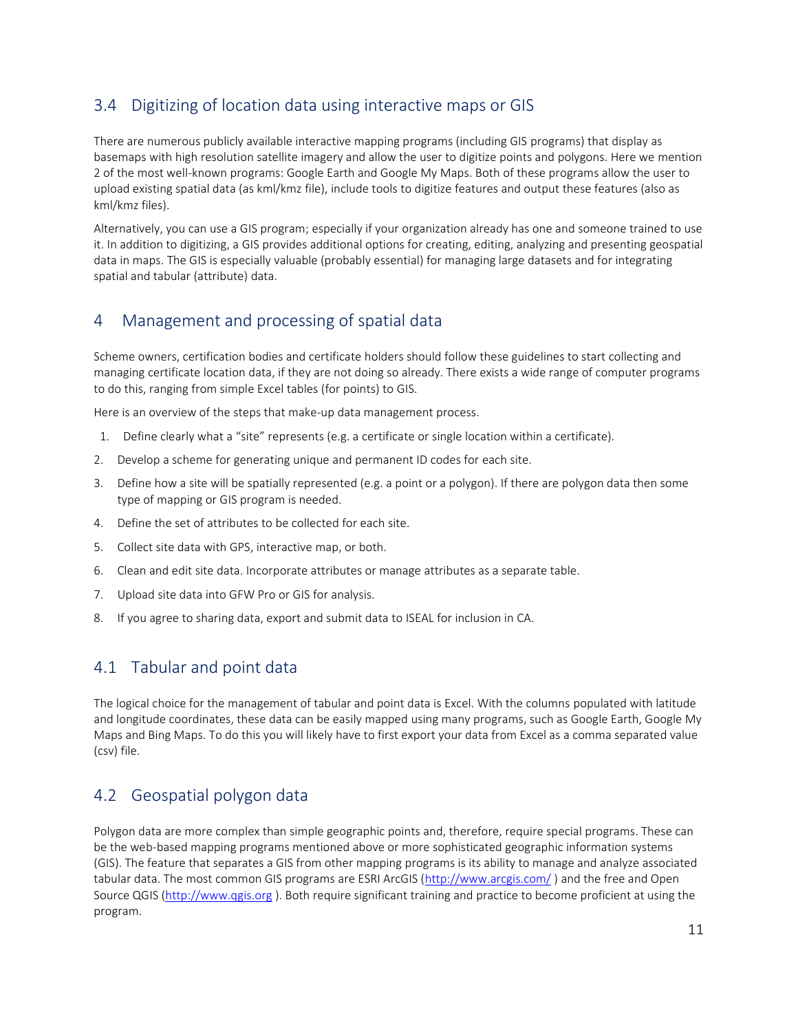## 3.4 Digitizing of location data using interactive maps or GIS

There are numerous publicly available interactive mapping programs (including GIS programs) that display as basemaps with high resolution satellite imagery and allow the user to digitize points and polygons. Here we mention 2 of the most well-known programs: Google Earth and Google My Maps. Both of these programs allow the user to upload existing spatial data (as kml/kmz file), include tools to digitize features and output these features (also as kml/kmz files).

Alternatively, you can use a GIS program; especially if your organization already has one and someone trained to use it. In addition to digitizing, a GIS provides additional options for creating, editing, analyzing and presenting geospatial data in maps. The GIS is especially valuable (probably essential) for managing large datasets and for integrating spatial and tabular (attribute) data.

# 4 Management and processing of spatial data

Scheme owners, certification bodies and certificate holders should follow these guidelines to start collecting and managing certificate location data, if they are not doing so already. There exists a wide range of computer programs to do this, ranging from simple Excel tables (for points) to GIS.

Here is an overview of the steps that make-up data management process.

1. Define clearly what a "site" represents (e.g. a certificate or single location within a certificate).
2. Develop a scheme for generating unique and permanent ID codes for each site.
3. Define how a site will be spatially represented (e.g. a point or a polygon). If there are polygon data then some type of mapping or GIS program is needed.
4. Define the set of attributes to be collected for each site.
5. Collect site data with GPS, interactive map, or both.
6. Clean and edit site data. Incorporate attributes or manage attributes as a separate table.
7. Upload site data into GFW Pro or GIS for analysis.
8. If you agree to sharing data, export and submit data to ISEAL for inclusion in CA.

## 4.1 Tabular and point data

The logical choice for the management of tabular and point data is Excel. With the columns populated with latitude and longitude coordinates, these data can be easily mapped using many programs, such as Google Earth, Google My Maps and Bing Maps. To do this you will likely have to first export your data from Excel as a comma separated value (csv) file.

## 4.2 Geospatial polygon data

Polygon data are more complex than simple geographic points and, therefore, require special programs. These can be the web-based mapping programs mentioned above or more sophisticated geographic information systems (GIS). The feature that separates a GIS from other mapping programs is its ability to manage and analyze associated tabular data. The most common GIS programs are ESRI ArcGIS (http://www.arcgis.com/ ) and the free and Open Source QGIS (http://www.qgis.org ). Both require significant training and practice to become proficient at using the program.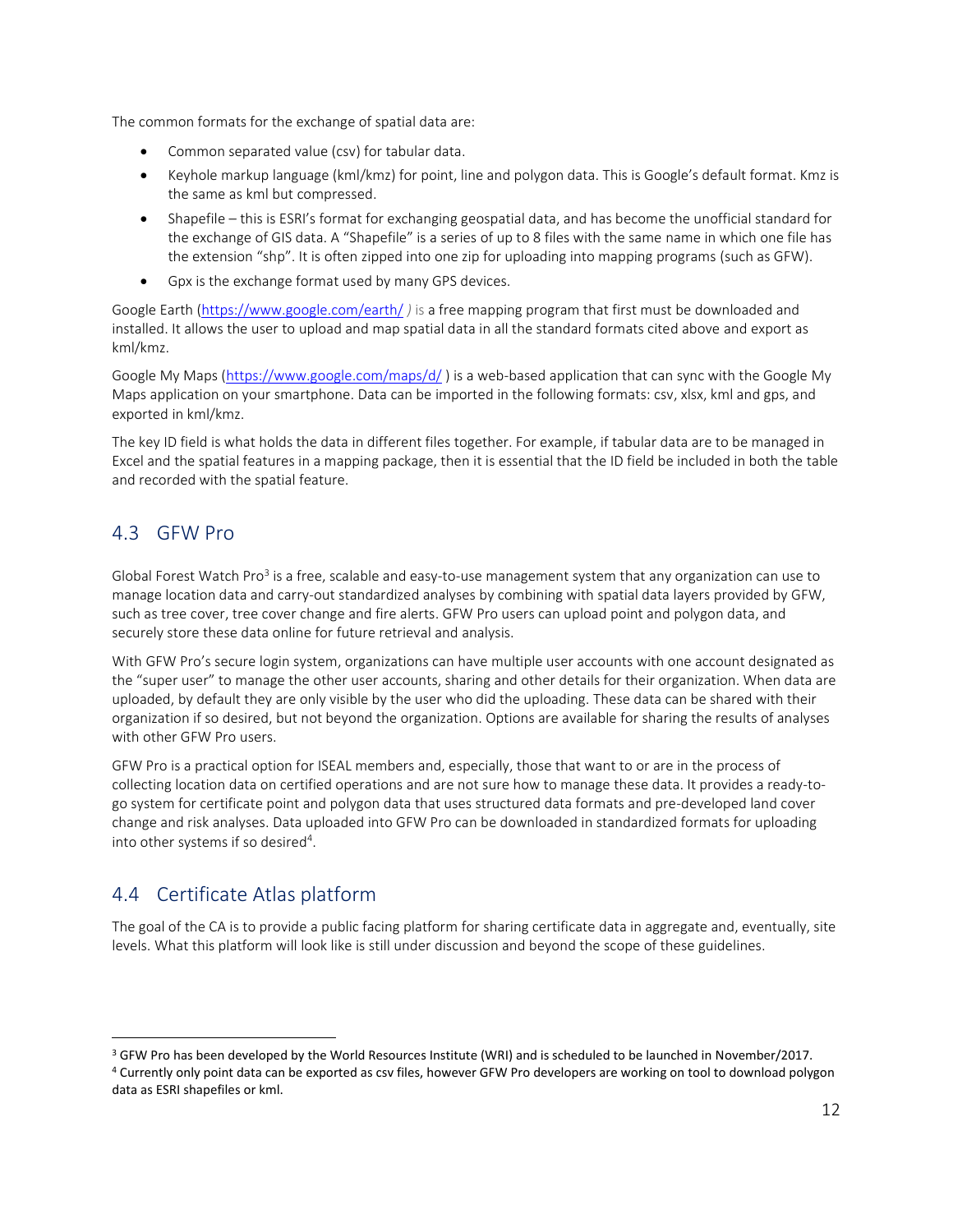The common formats for the exchange of spatial data are:

- Common separated value (csv) for tabular data.
- Keyhole markup language (kml/kmz) for point, line and polygon data. This is Google's default format. Kmz is the same as kml but compressed.
- Shapefile – this is ESRI's format for exchanging geospatial data, and has become the unofficial standard for the exchange of GIS data. A "Shapefile" is a series of up to 8 files with the same name in which one file has the extension "shp". It is often zipped into one zip for uploading into mapping programs (such as GFW).
- Gpx is the exchange format used by many GPS devices.

Google Earth (https://www.google.com/earth/ ) is a free mapping program that first must be downloaded and installed. It allows the user to upload and map spatial data in all the standard formats cited above and export as kml/kmz.

Google My Maps (https://www.google.com/maps/d/ ) is a web-based application that can sync with the Google My Maps application on your smartphone. Data can be imported in the following formats: csv, xlsx, kml and gps, and exported in kml/kmz.

The key ID field is what holds the data in different files together. For example, if tabular data are to be managed in Excel and the spatial features in a mapping package, then it is essential that the ID field be included in both the table and recorded with the spatial feature.

## 4.3 GFW Pro

Global Forest Watch Pro[3] is a free, scalable and easy-to-use management system that any organization can use to manage location data and carry-out standardized analyses by combining with spatial data layers provided by GFW, such as tree cover, tree cover change and fire alerts. GFW Pro users can upload point and polygon data, and securely store these data online for future retrieval and analysis.

With GFW Pro's secure login system, organizations can have multiple user accounts with one account designated as the "super user" to manage the other user accounts, sharing and other details for their organization. When data are uploaded, by default they are only visible by the user who did the uploading. These data can be shared with their organization if so desired, but not beyond the organization. Options are available for sharing the results of analyses with other GFW Pro users.

GFW Pro is a practical option for ISEAL members and, especially, those that want to or are in the process of collecting location data on certified operations and are not sure how to manage these data. It provides a ready-to-go system for certificate point and polygon data that uses structured data formats and pre-developed land cover change and risk analyses. Data uploaded into GFW Pro can be downloaded in standardized formats for uploading into other systems if so desired[4].

## 4.4 Certificate Atlas platform

The goal of the CA is to provide a public facing platform for sharing certificate data in aggregate and, eventually, site levels. What this platform will look like is still under discussion and beyond the scope of these guidelines.

---

[3] GFW Pro has been developed by the World Resources Institute (WRI) and is scheduled to be launched in November/2017.

[4] Currently only point data can be exported as csv files, however GFW Pro developers are working on tool to download polygon data as ESRI shapefiles or kml.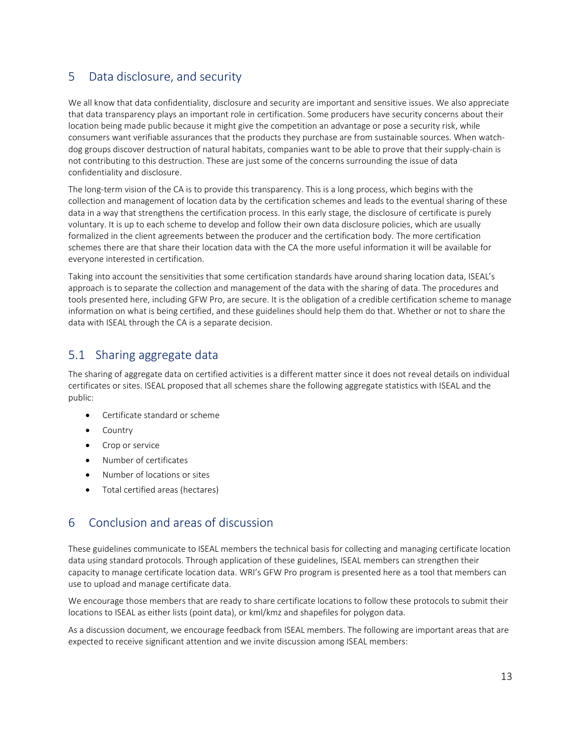## 5 Data disclosure, and security

We all know that data confidentiality, disclosure and security are important and sensitive issues. We also appreciate that data transparency plays an important role in certification. Some producers have security concerns about their location being made public because it might give the competition an advantage or pose a security risk, while consumers want verifiable assurances that the products they purchase are from sustainable sources. When watch-dog groups discover destruction of natural habitats, companies want to be able to prove that their supply-chain is not contributing to this destruction. These are just some of the concerns surrounding the issue of data confidentiality and disclosure.

The long-term vision of the CA is to provide this transparency. This is a long process, which begins with the collection and management of location data by the certification schemes and leads to the eventual sharing of these data in a way that strengthens the certification process. In this early stage, the disclosure of certificate is purely voluntary. It is up to each scheme to develop and follow their own data disclosure policies, which are usually formalized in the client agreements between the producer and the certification body. The more certification schemes there are that share their location data with the CA the more useful information it will be available for everyone interested in certification.

Taking into account the sensitivities that some certification standards have around sharing location data, ISEAL's approach is to separate the collection and management of the data with the sharing of data. The procedures and tools presented here, including GFW Pro, are secure. It is the obligation of a credible certification scheme to manage information on what is being certified, and these guidelines should help them do that. Whether or not to share the data with ISEAL through the CA is a separate decision.

### 5.1 Sharing aggregate data

The sharing of aggregate data on certified activities is a different matter since it does not reveal details on individual certificates or sites. ISEAL proposed that all schemes share the following aggregate statistics with ISEAL and the public:

- Certificate standard or scheme
- Country
- Crop or service
- Number of certificates
- Number of locations or sites
- Total certified areas (hectares)

## 6 Conclusion and areas of discussion

These guidelines communicate to ISEAL members the technical basis for collecting and managing certificate location data using standard protocols. Through application of these guidelines, ISEAL members can strengthen their capacity to manage certificate location data. WRI's GFW Pro program is presented here as a tool that members can use to upload and manage certificate data.

We encourage those members that are ready to share certificate locations to follow these protocols to submit their locations to ISEAL as either lists (point data), or kml/kmz and shapefiles for polygon data.

As a discussion document, we encourage feedback from ISEAL members. The following are important areas that are expected to receive significant attention and we invite discussion among ISEAL members: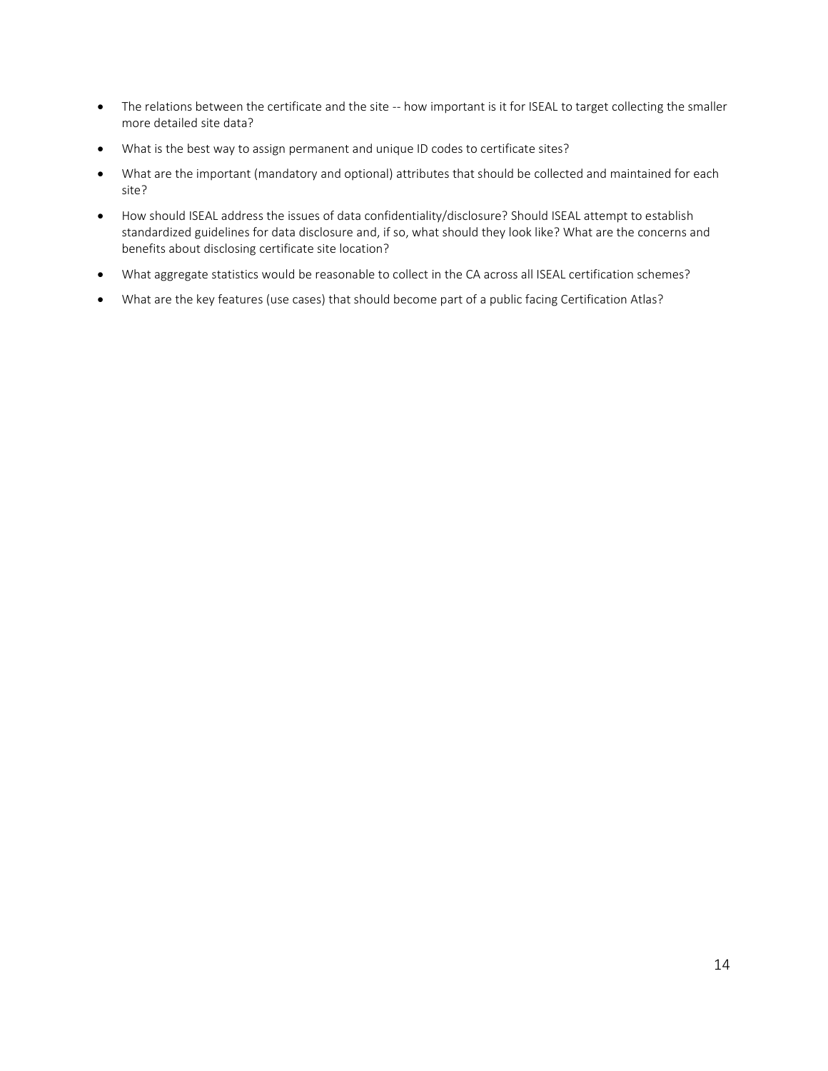- The relations between the certificate and the site -- how important is it for ISEAL to target collecting the smaller more detailed site data?
- What is the best way to assign permanent and unique ID codes to certificate sites?
- What are the important (mandatory and optional) attributes that should be collected and maintained for each site?
- How should ISEAL address the issues of data confidentiality/disclosure? Should ISEAL attempt to establish standardized guidelines for data disclosure and, if so, what should they look like? What are the concerns and benefits about disclosing certificate site location?
- What aggregate statistics would be reasonable to collect in the CA across all ISEAL certification schemes?
- What are the key features (use cases) that should become part of a public facing Certification Atlas?